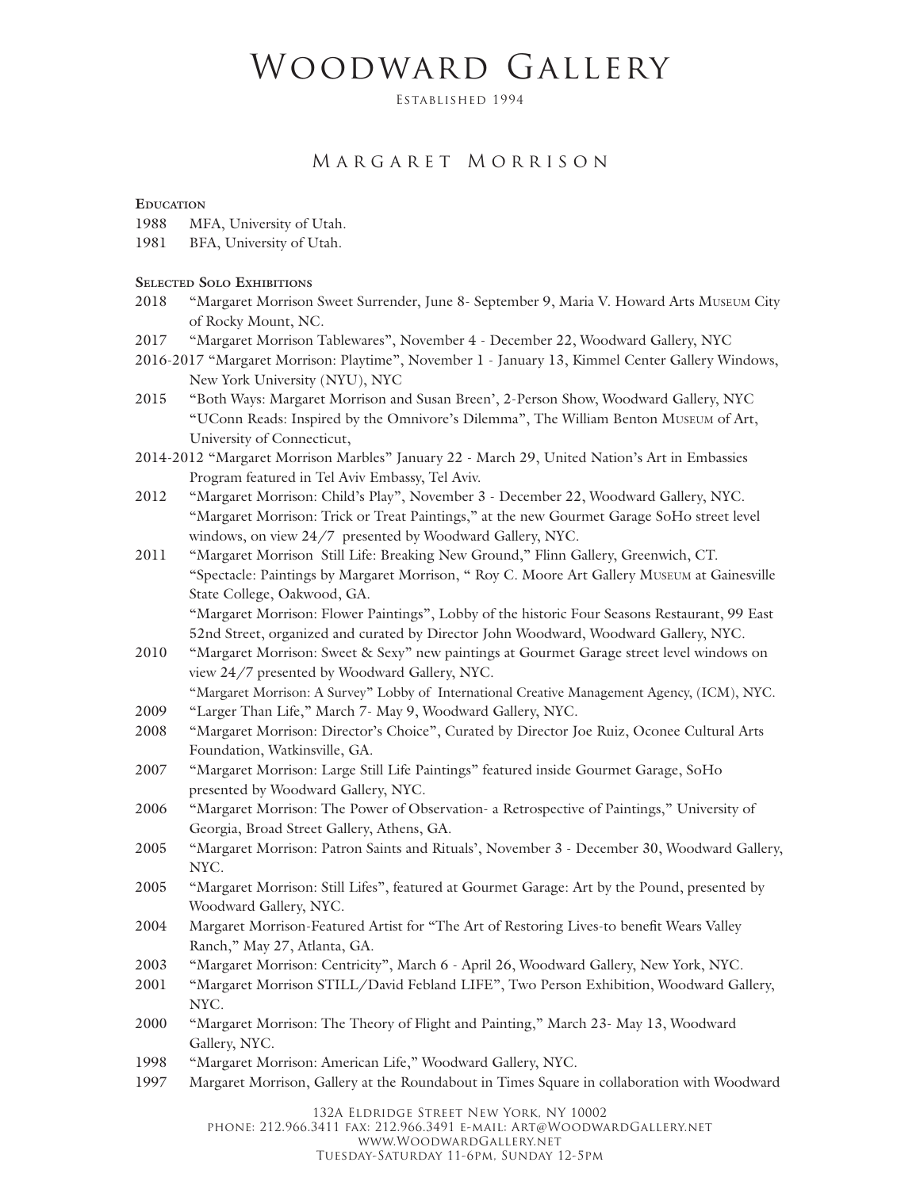// Woodward Gallery

Established 1994

# Margaret Morrison

## Education

1988 MFA, University of Utah.
1981 BFA, University of Utah.

## Selected Solo Exhibitions

2018 "Margaret Morrison Sweet Surrender, June 8- September 9, Maria V. Howard Arts Museum City of Rocky Mount, NC.

2017 "Margaret Morrison Tablewares", November 4 - December 22, Woodward Gallery, NYC

2016-2017 "Margaret Morrison: Playtime", November 1 - January 13, Kimmel Center Gallery Windows, New York University (NYU), NYC

2015 "Both Ways: Margaret Morrison and Susan Breen', 2-Person Show, Woodward Gallery, NYC
"UConn Reads: Inspired by the Omnivore's Dilemma", The William Benton Museum of Art, University of Connecticut,

2014-2012 "Margaret Morrison Marbles" January 22 - March 29, United Nation's Art in Embassies Program featured in Tel Aviv Embassy, Tel Aviv.

2012 "Margaret Morrison: Child's Play", November 3 - December 22, Woodward Gallery, NYC.
"Margaret Morrison: Trick or Treat Paintings," at the new Gourmet Garage SoHo street level windows, on view 24/7 presented by Woodward Gallery, NYC.

2011 "Margaret Morrison Still Life: Breaking New Ground," Flinn Gallery, Greenwich, CT.
"Spectacle: Paintings by Margaret Morrison, " Roy C. Moore Art Gallery Museum at Gainesville State College, Oakwood, GA.
"Margaret Morrison: Flower Paintings", Lobby of the historic Four Seasons Restaurant, 99 East 52nd Street, organized and curated by Director John Woodward, Woodward Gallery, NYC.

2010 "Margaret Morrison: Sweet & Sexy" new paintings at Gourmet Garage street level windows on view 24/7 presented by Woodward Gallery, NYC.
"Margaret Morrison: A Survey" Lobby of International Creative Management Agency, (ICM), NYC.

2009 "Larger Than Life," March 7- May 9, Woodward Gallery, NYC.

2008 "Margaret Morrison: Director's Choice", Curated by Director Joe Ruiz, Oconee Cultural Arts Foundation, Watkinsville, GA.

2007 "Margaret Morrison: Large Still Life Paintings" featured inside Gourmet Garage, SoHo presented by Woodward Gallery, NYC.

2006 "Margaret Morrison: The Power of Observation- a Retrospective of Paintings," University of Georgia, Broad Street Gallery, Athens, GA.

2005 "Margaret Morrison: Patron Saints and Rituals', November 3 - December 30, Woodward Gallery, NYC.

2005 "Margaret Morrison: Still Lifes", featured at Gourmet Garage: Art by the Pound, presented by Woodward Gallery, NYC.

2004 Margaret Morrison-Featured Artist for "The Art of Restoring Lives-to benefit Wears Valley Ranch," May 27, Atlanta, GA.

2003 "Margaret Morrison: Centricity", March 6 - April 26, Woodward Gallery, New York, NYC.

2001 "Margaret Morrison STILL/David Febland LIFE", Two Person Exhibition, Woodward Gallery, NYC.

2000 "Margaret Morrison: The Theory of Flight and Painting," March 23- May 13, Woodward Gallery, NYC.

1998 "Margaret Morrison: American Life," Woodward Gallery, NYC.

1997 Margaret Morrison, Gallery at the Roundabout in Times Square in collaboration with Woodward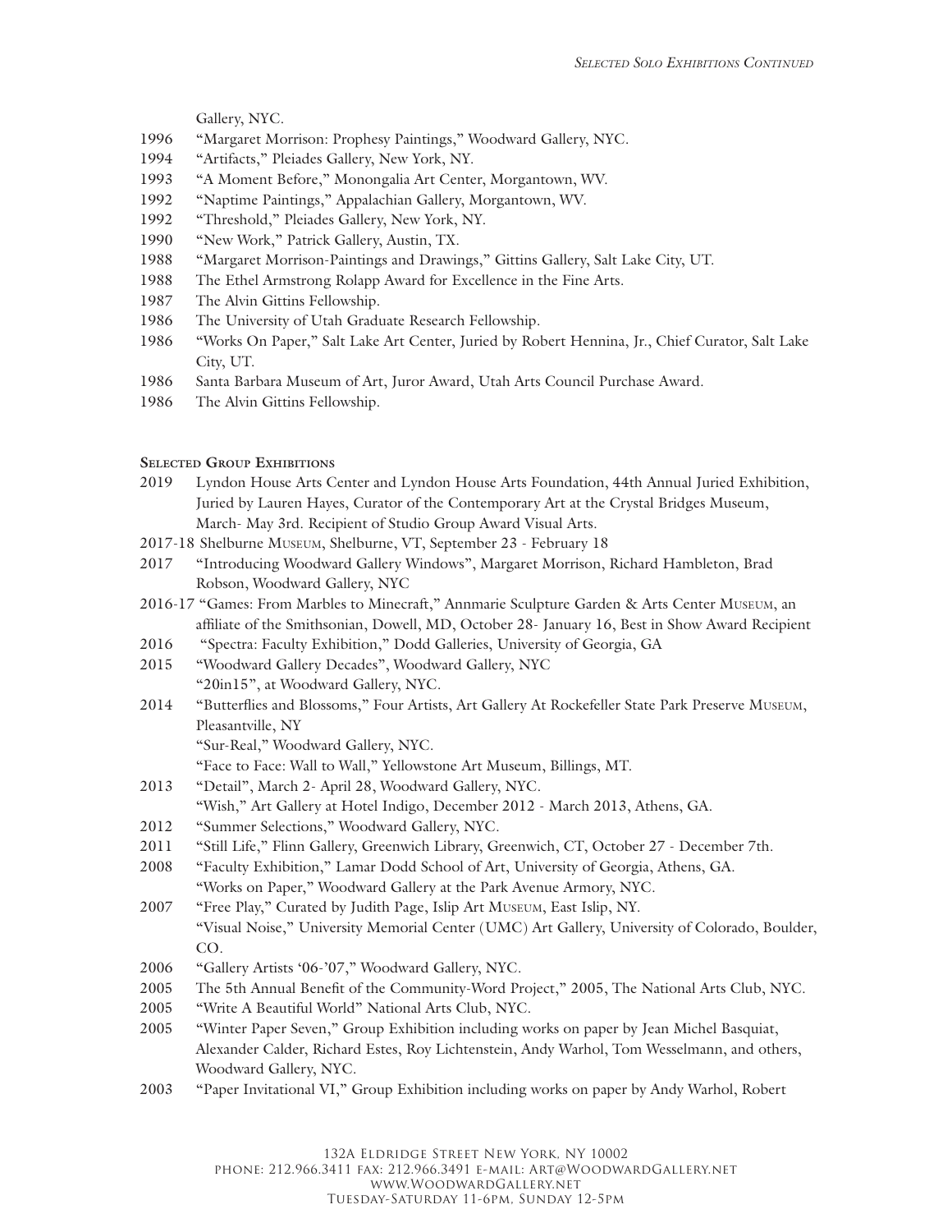Gallery, NYC.

- 1996 "Margaret Morrison: Prophesy Paintings," Woodward Gallery, NYC.
- 1994 "Artifacts," Pleiades Gallery, New York, NY.
- 1993 "A Moment Before," Monongalia Art Center, Morgantown, WV.
- 1992 "Naptime Paintings," Appalachian Gallery, Morgantown, WV.
- 1992 "Threshold," Pleiades Gallery, New York, NY.
- 1990 "New Work," Patrick Gallery, Austin, TX.
- 1988 "Margaret Morrison-Paintings and Drawings," Gittins Gallery, Salt Lake City, UT.
- 1988 The Ethel Armstrong Rolapp Award for Excellence in the Fine Arts.
- 1987 The Alvin Gittins Fellowship.
- 1986 The University of Utah Graduate Research Fellowship.
- 1986 "Works On Paper," Salt Lake Art Center, Juried by Robert Hennina, Jr., Chief Curator, Salt Lake City, UT.
- 1986 Santa Barbara Museum of Art, Juror Award, Utah Arts Council Purchase Award.
- 1986 The Alvin Gittins Fellowship.

**Selected Group Exhibitions**

- 2019 Lyndon House Arts Center and Lyndon House Arts Foundation, 44th Annual Juried Exhibition, Juried by Lauren Hayes, Curator of the Contemporary Art at the Crystal Bridges Museum, March- May 3rd. Recipient of Studio Group Award Visual Arts.
- 2017-18 Shelburne Museum, Shelburne, VT, September 23 - February 18
- 2017 "Introducing Woodward Gallery Windows", Margaret Morrison, Richard Hambleton, Brad Robson, Woodward Gallery, NYC
- 2016-17 "Games: From Marbles to Minecraft," Annmarie Sculpture Garden & Arts Center Museum, an affiliate of the Smithsonian, Dowell, MD, October 28- January 16, Best in Show Award Recipient
- 2016 "Spectra: Faculty Exhibition," Dodd Galleries, University of Georgia, GA
- 2015 "Woodward Gallery Decades", Woodward Gallery, NYC
  "20in15", at Woodward Gallery, NYC.
- 2014 "Butterflies and Blossoms," Four Artists, Art Gallery At Rockefeller State Park Preserve Museum, Pleasantville, NY
  "Sur-Real," Woodward Gallery, NYC.
  "Face to Face: Wall to Wall," Yellowstone Art Museum, Billings, MT.
- 2013 "Detail", March 2- April 28, Woodward Gallery, NYC.
  "Wish," Art Gallery at Hotel Indigo, December 2012 - March 2013, Athens, GA.
- 2012 "Summer Selections," Woodward Gallery, NYC.
- 2011 "Still Life," Flinn Gallery, Greenwich Library, Greenwich, CT, October 27 - December 7th.
- 2008 "Faculty Exhibition," Lamar Dodd School of Art, University of Georgia, Athens, GA.
  "Works on Paper," Woodward Gallery at the Park Avenue Armory, NYC.
- 2007 "Free Play," Curated by Judith Page, Islip Art Museum, East Islip, NY.
  "Visual Noise," University Memorial Center (UMC) Art Gallery, University of Colorado, Boulder, CO.
- 2006 "Gallery Artists '06-'07," Woodward Gallery, NYC.
- 2005 The 5th Annual Benefit of the Community-Word Project," 2005, The National Arts Club, NYC.
- 2005 "Write A Beautiful World" National Arts Club, NYC.
- 2005 "Winter Paper Seven," Group Exhibition including works on paper by Jean Michel Basquiat, Alexander Calder, Richard Estes, Roy Lichtenstein, Andy Warhol, Tom Wesselmann, and others, Woodward Gallery, NYC.
- 2003 "Paper Invitational VI," Group Exhibition including works on paper by Andy Warhol, Robert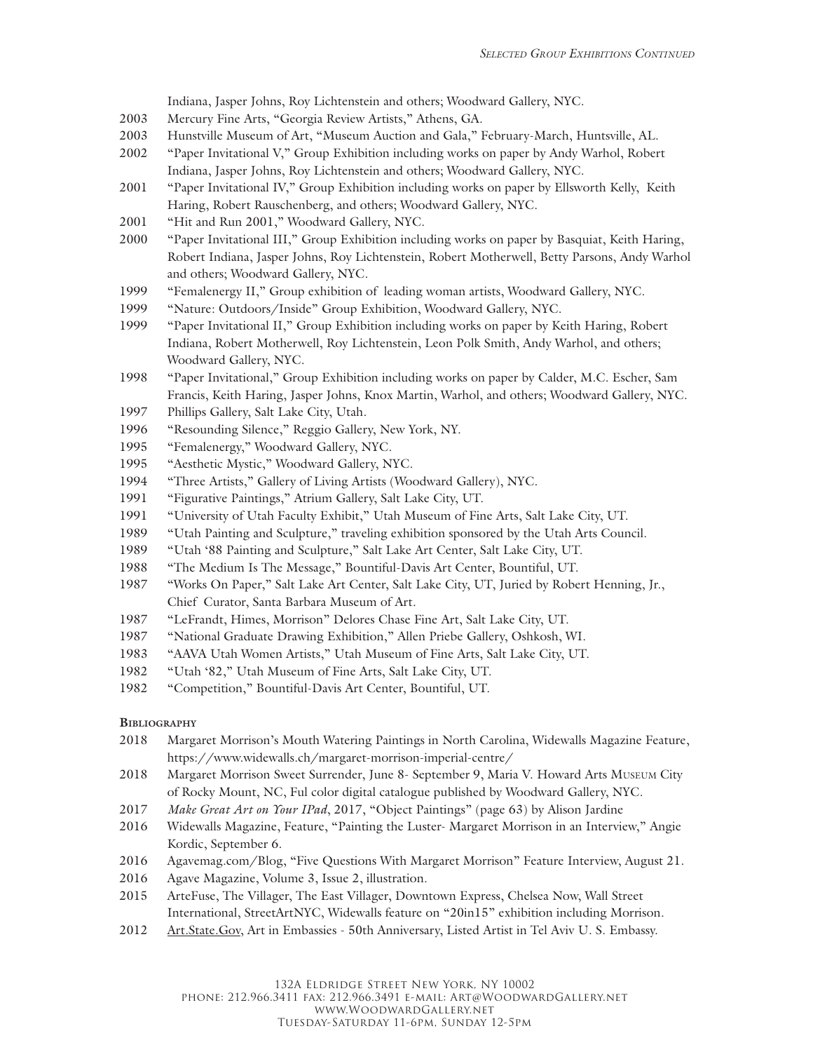Indiana, Jasper Johns, Roy Lichtenstein and others; Woodward Gallery, NYC.

2003 Mercury Fine Arts, "Georgia Review Artists," Athens, GA.

2003 Hunstville Museum of Art, "Museum Auction and Gala," February-March, Huntsville, AL.

2002 "Paper Invitational V," Group Exhibition including works on paper by Andy Warhol, Robert Indiana, Jasper Johns, Roy Lichtenstein and others; Woodward Gallery, NYC.

2001 "Paper Invitational IV," Group Exhibition including works on paper by Ellsworth Kelly, Keith Haring, Robert Rauschenberg, and others; Woodward Gallery, NYC.

2001 "Hit and Run 2001," Woodward Gallery, NYC.

2000 "Paper Invitational III," Group Exhibition including works on paper by Basquiat, Keith Haring, Robert Indiana, Jasper Johns, Roy Lichtenstein, Robert Motherwell, Betty Parsons, Andy Warhol and others; Woodward Gallery, NYC.

1999 "Femalenergy II," Group exhibition of leading woman artists, Woodward Gallery, NYC.

1999 "Nature: Outdoors/Inside" Group Exhibition, Woodward Gallery, NYC.

1999 "Paper Invitational II," Group Exhibition including works on paper by Keith Haring, Robert Indiana, Robert Motherwell, Roy Lichtenstein, Leon Polk Smith, Andy Warhol, and others; Woodward Gallery, NYC.

1998 "Paper Invitational," Group Exhibition including works on paper by Calder, M.C. Escher, Sam Francis, Keith Haring, Jasper Johns, Knox Martin, Warhol, and others; Woodward Gallery, NYC.

1997 Phillips Gallery, Salt Lake City, Utah.

1996 "Resounding Silence," Reggio Gallery, New York, NY.

1995 "Femalenergy," Woodward Gallery, NYC.

1995 "Aesthetic Mystic," Woodward Gallery, NYC.

1994 "Three Artists," Gallery of Living Artists (Woodward Gallery), NYC.

1991 "Figurative Paintings," Atrium Gallery, Salt Lake City, UT.

1991 "University of Utah Faculty Exhibit," Utah Museum of Fine Arts, Salt Lake City, UT.

1989 "Utah Painting and Sculpture," traveling exhibition sponsored by the Utah Arts Council.

1989 "Utah '88 Painting and Sculpture," Salt Lake Art Center, Salt Lake City, UT.

1988 "The Medium Is The Message," Bountiful-Davis Art Center, Bountiful, UT.

1987 "Works On Paper," Salt Lake Art Center, Salt Lake City, UT, Juried by Robert Henning, Jr., Chief Curator, Santa Barbara Museum of Art.

1987 "LeFrandt, Himes, Morrison" Delores Chase Fine Art, Salt Lake City, UT.

1987 "National Graduate Drawing Exhibition," Allen Priebe Gallery, Oshkosh, WI.

1983 "AAVA Utah Women Artists," Utah Museum of Fine Arts, Salt Lake City, UT.

1982 "Utah '82," Utah Museum of Fine Arts, Salt Lake City, UT.

1982 "Competition," Bountiful-Davis Art Center, Bountiful, UT.

**Bibliography**

2018 Margaret Morrison's Mouth Watering Paintings in North Carolina, Widewalls Magazine Feature, https://www.widewalls.ch/margaret-morrison-imperial-centre/

2018 Margaret Morrison Sweet Surrender, June 8- September 9, Maria V. Howard Arts Museum City of Rocky Mount, NC, Ful color digital catalogue published by Woodward Gallery, NYC.

2017 *Make Great Art on Your IPad*, 2017, "Object Paintings" (page 63) by Alison Jardine

2016 Widewalls Magazine, Feature, "Painting the Luster- Margaret Morrison in an Interview," Angie Kordic, September 6.

2016 Agavemag.com/Blog, "Five Questions With Margaret Morrison" Feature Interview, August 21.

2016 Agave Magazine, Volume 3, Issue 2, illustration.

2015 ArteFuse, The Villager, The East Villager, Downtown Express, Chelsea Now, Wall Street International, StreetArtNYC, Widewalls feature on "20in15" exhibition including Morrison.

2012 Art.State.Gov, Art in Embassies - 50th Anniversary, Listed Artist in Tel Aviv U. S. Embassy.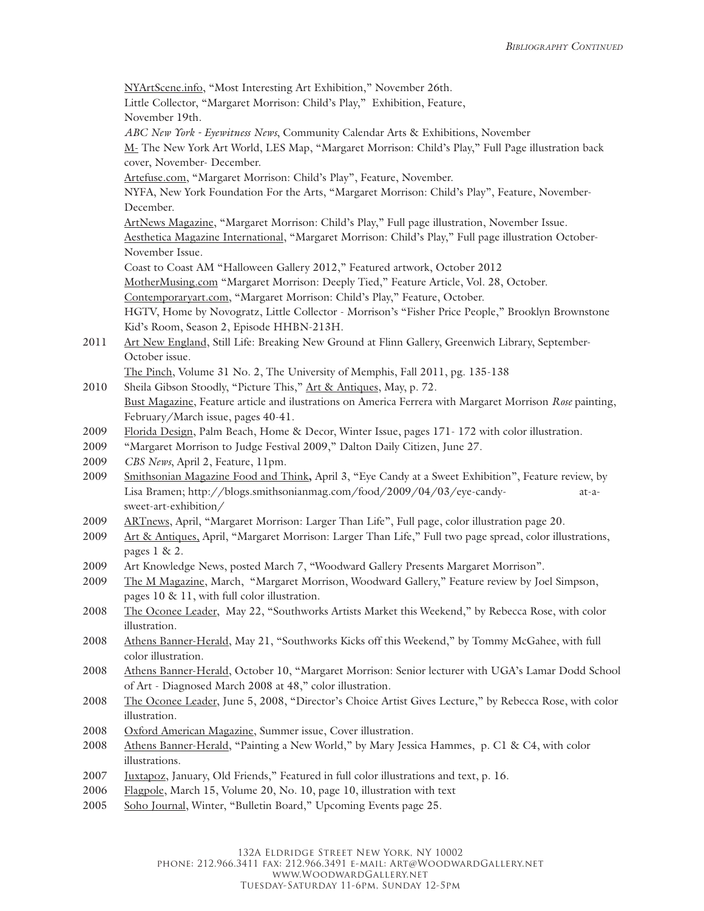NYArtScene.info, "Most Interesting Art Exhibition," November 26th.

Little Collector, "Margaret Morrison: Child's Play," Exhibition, Feature, November 19th.

*ABC New York - Eyewitness News*, Community Calendar Arts & Exhibitions, November

M- The New York Art World, LES Map, "Margaret Morrison: Child's Play," Full Page illustration back cover, November- December.

Artefuse.com, "Margaret Morrison: Child's Play", Feature, November.

NYFA, New York Foundation For the Arts, "Margaret Morrison: Child's Play", Feature, November-December.

ArtNews Magazine, "Margaret Morrison: Child's Play," Full page illustration, November Issue.

Aesthetica Magazine International, "Margaret Morrison: Child's Play," Full page illustration October-November Issue.

Coast to Coast AM "Halloween Gallery 2012," Featured artwork, October 2012

MotherMusing.com "Margaret Morrison: Deeply Tied," Feature Article, Vol. 28, October.

Contemporaryart.com, "Margaret Morrison: Child's Play," Feature, October.

HGTV, Home by Novogratz, Little Collector - Morrison's "Fisher Price People," Brooklyn Brownstone Kid's Room, Season 2, Episode HHBN-213H.

2011 Art New England, Still Life: Breaking New Ground at Flinn Gallery, Greenwich Library, September-October issue.

The Pinch, Volume 31 No. 2, The University of Memphis, Fall 2011, pg. 135-138

2010 Sheila Gibson Stoodly, "Picture This," Art & Antiques, May, p. 72.

Bust Magazine, Feature article and ilustrations on America Ferrera with Margaret Morrison *Rose* painting, February/March issue, pages 40-41.

2009 Florida Design, Palm Beach, Home & Decor, Winter Issue, pages 171- 172 with color illustration.

2009 "Margaret Morrison to Judge Festival 2009," Dalton Daily Citizen, June 27.

2009 *CBS News*, April 2, Feature, 11pm.

2009 Smithsonian Magazine Food and Think**,** April 3, "Eye Candy at a Sweet Exhibition", Feature review, by Lisa Bramen; http://blogs.smithsonianmag.com/food/2009/04/03/eye-candy-at-a-sweet-art-exhibition/

2009 ARTnews, April, "Margaret Morrison: Larger Than Life", Full page, color illustration page 20.

2009 Art & Antiques, April, "Margaret Morrison: Larger Than Life," Full two page spread, color illustrations, pages 1 & 2.

2009 Art Knowledge News, posted March 7, "Woodward Gallery Presents Margaret Morrison".

2009 The M Magazine, March, "Margaret Morrison, Woodward Gallery," Feature review by Joel Simpson, pages 10 & 11, with full color illustration.

2008 The Oconee Leader, May 22, "Southworks Artists Market this Weekend," by Rebecca Rose, with color illustration.

2008 Athens Banner-Herald, May 21, "Southworks Kicks off this Weekend," by Tommy McGahee, with full color illustration.

2008 Athens Banner-Herald, October 10, "Margaret Morrison: Senior lecturer with UGA's Lamar Dodd School of Art - Diagnosed March 2008 at 48," color illustration.

2008 The Oconee Leader, June 5, 2008, "Director's Choice Artist Gives Lecture," by Rebecca Rose, with color illustration.

2008 Oxford American Magazine, Summer issue, Cover illustration.

2008 Athens Banner-Herald, "Painting a New World," by Mary Jessica Hammes, p. C1 & C4, with color illustrations.

2007 Juxtapoz, January, Old Friends," Featured in full color illustrations and text, p. 16.

2006 Flagpole, March 15, Volume 20, No. 10, page 10, illustration with text

2005 Soho Journal, Winter, "Bulletin Board," Upcoming Events page 25.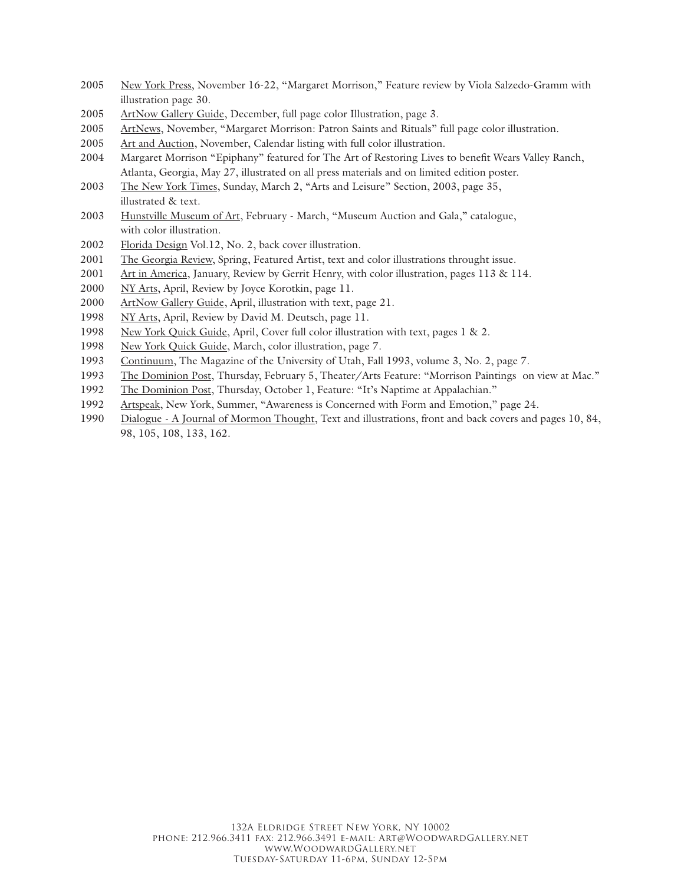2005 New York Press, November 16-22, "Margaret Morrison," Feature review by Viola Salzedo-Gramm with illustration page 30.

2005 ArtNow Gallery Guide, December, full page color Illustration, page 3.

2005 ArtNews, November, "Margaret Morrison: Patron Saints and Rituals" full page color illustration.

2005 Art and Auction, November, Calendar listing with full color illustration.

2004 Margaret Morrison "Epiphany" featured for The Art of Restoring Lives to benefit Wears Valley Ranch, Atlanta, Georgia, May 27, illustrated on all press materials and on limited edition poster.

2003 The New York Times, Sunday, March 2, "Arts and Leisure" Section, 2003, page 35, illustrated & text.

2003 Hunstville Museum of Art, February - March, "Museum Auction and Gala," catalogue, with color illustration.

2002 Florida Design Vol.12, No. 2, back cover illustration.

2001 The Georgia Review, Spring, Featured Artist, text and color illustrations throught issue.

2001 Art in America, January, Review by Gerrit Henry, with color illustration, pages 113 & 114.

2000 NY Arts, April, Review by Joyce Korotkin, page 11.

2000 ArtNow Gallery Guide, April, illustration with text, page 21.

1998 NY Arts, April, Review by David M. Deutsch, page 11.

1998 New York Quick Guide, April, Cover full color illustration with text, pages 1 & 2.

1998 New York Quick Guide, March, color illustration, page 7.

1993 Continuum, The Magazine of the University of Utah, Fall 1993, volume 3, No. 2, page 7.

1993 The Dominion Post, Thursday, February 5, Theater/Arts Feature: "Morrison Paintings on view at Mac."

1992 The Dominion Post, Thursday, October 1, Feature: "It's Naptime at Appalachian."

1992 Artspeak, New York, Summer, "Awareness is Concerned with Form and Emotion," page 24.

1990 Dialogue - A Journal of Mormon Thought, Text and illustrations, front and back covers and pages 10, 84, 98, 105, 108, 133, 162.